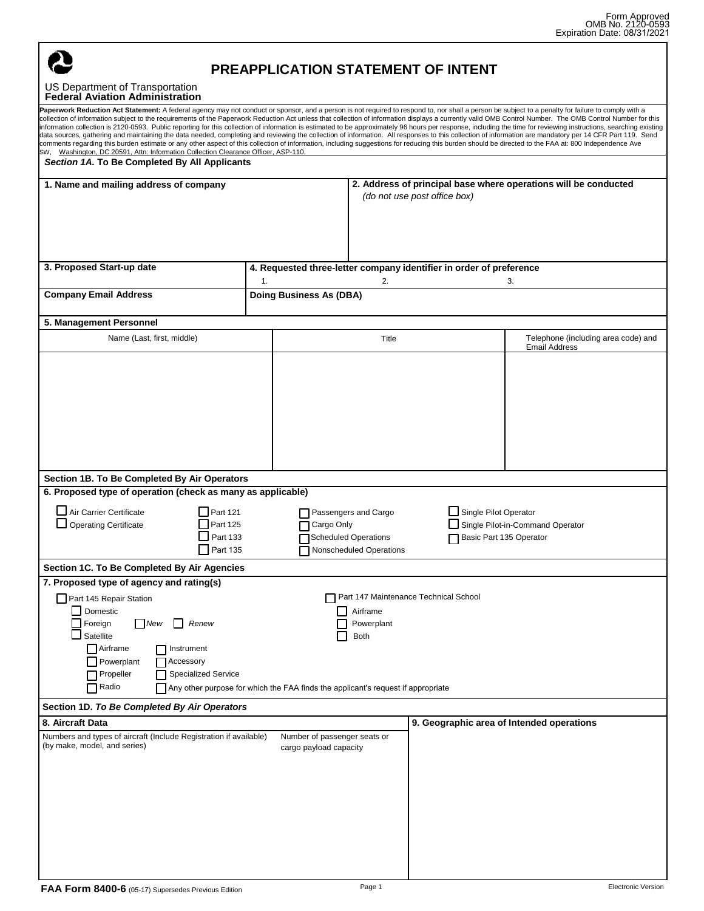Form Approved
OMB No. 2120-0593
Expiration Date: 08/31/2021

# PREAPPLICATION STATEMENT OF INTENT

US Department of Transportation
**Federal Aviation Administration**

**Paperwork Reduction Act Statement:** A federal agency may not conduct or sponsor, and a person is not required to respond to, nor shall a person be subject to a penalty for failure to comply with a collection of information subject to the requirements of the Paperwork Reduction Act unless that collection of information displays a currently valid OMB Control Number. The OMB Control Number for this information collection is 2120-0593. Public reporting for this collection of information is estimated to be approximately 96 hours per response, including the time for reviewing instructions, searching existing data sources, gathering and maintaining the data needed, completing and reviewing the collection of information. All responses to this collection of information are mandatory per 14 CFR Part 119. Send comments regarding this burden estimate or any other aspect of this collection of information, including suggestions for reducing this burden should be directed to the FAA at: 800 Independence Ave SW, Washington, DC 20591, Attn: Information Collection Clearance Officer, ASP-110.

***Section 1A.* To Be Completed By All Applicants**

| **1. Name and mailing address of company** | **2. Address of principal base where operations will be conducted** *(do not use post office box)* |
|---|---|
| | |

| **3. Proposed Start-up date** | **4. Requested three-letter company identifier in order of preference** | | |
|---|---|---|---|
| | 1. | 2. | 3. |
| **Company Email Address** | **Doing Business As (DBA)** | | |
| | | | |

**5. Management Personnel**

| Name (Last, first, middle) | Title | Telephone (including area code) and Email Address |
|---|---|---|
| | | |

**Section 1B. To Be Completed By Air Operators**

**6. Proposed type of operation (check as many as applicable)**

- ☐ Air Carrier Certificate
- ☐ Operating Certificate
- ☐ Part 121
- ☐ Part 125
- ☐ Part 133
- ☐ Part 135
- ☐ Passengers and Cargo
- ☐ Cargo Only
- ☐ Scheduled Operations
- ☐ Nonscheduled Operations
- ☐ Single Pilot Operator
- ☐ Single Pilot-in-Command Operator
- ☐ Basic Part 135 Operator

**Section 1C. To Be Completed By Air Agencies**

**7. Proposed type of agency and rating(s)**

- ☐ Part 145 Repair Station
  - ☐ Domestic
  - ☐ Foreign ☐ *New* ☐ *Renew*
  - ☐ Satellite
    - ☐ Airframe
    - ☐ Powerplant
    - ☐ Propeller
    - ☐ Radio
    - ☐ Instrument
    - ☐ Accessory
    - ☐ Specialized Service
    - ☐ Any other purpose for which the FAA finds the applicant's request if appropriate
- ☐ Part 147 Maintenance Technical School
  - ☐ Airframe
  - ☐ Powerplant
  - ☐ Both

**Section 1D. *To Be Completed By Air Operators***

| **8. Aircraft Data** | | **9. Geographic area of Intended operations** |
|---|---|---|
| Numbers and types of aircraft (Include Registration if available) (by make, model, and series) | Number of passenger seats or cargo payload capacity | |
| | | |

**FAA Form 8400-6** (05-17) Supersedes Previous Edition — Electronic Version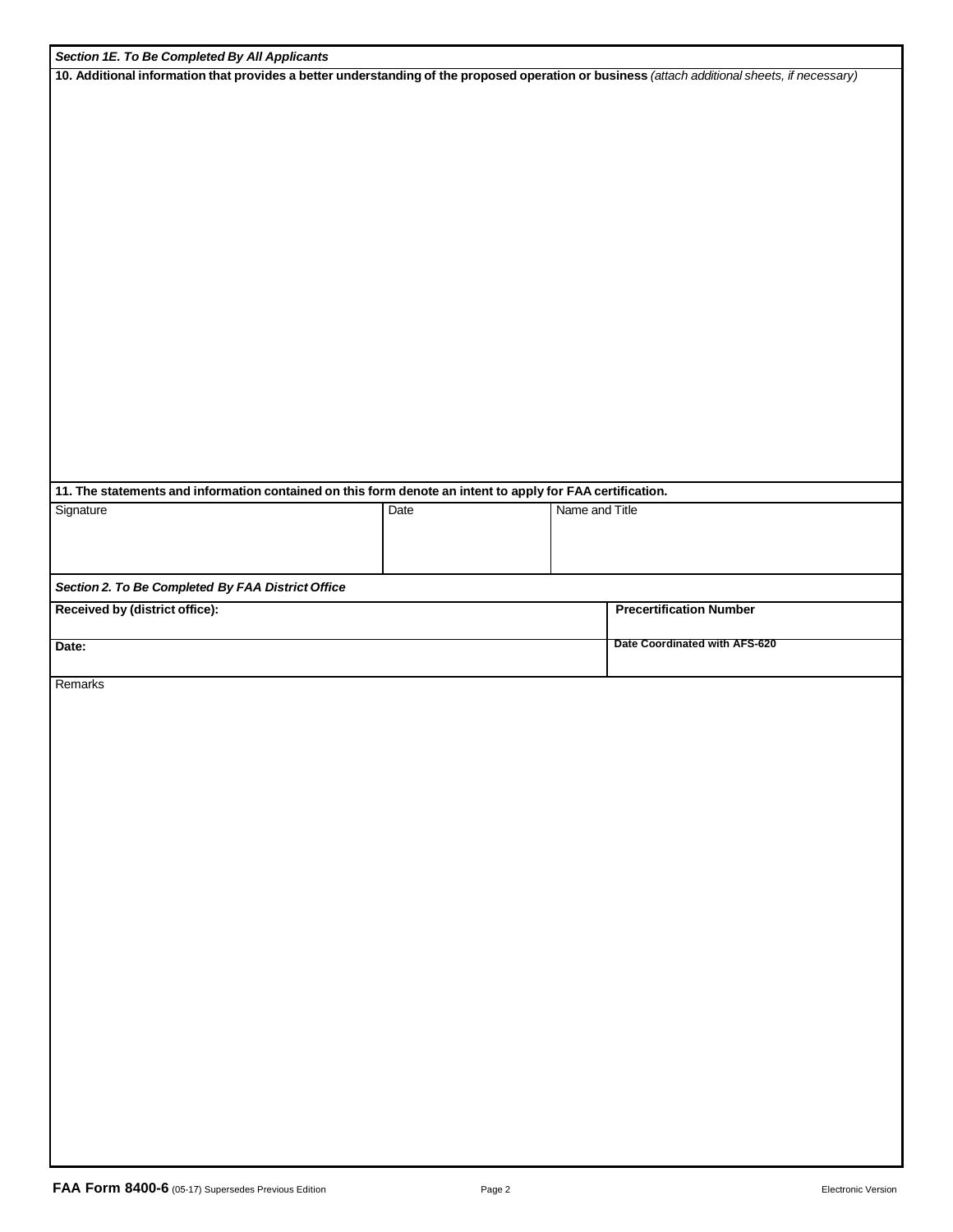*Section 1E. To Be Completed By All Applicants*

**10. Additional information that provides a better understanding of the proposed operation or business** *(attach additional sheets, if necessary)*

**11. The statements and information contained on this form denote an intent to apply for FAA certification.**

| Signature | Date | Name and Title |
| --- | --- | --- |
| | | |

*Section 2. To Be Completed By FAA District Office*

| | |
| --- | --- |
| **Received by (district office):** | **Precertification Number** |
| **Date:** | **Date Coordinated with AFS-620** |

Remarks

**FAA Form 8400-6** (05-17) Supersedes Previous Edition

Electronic Version